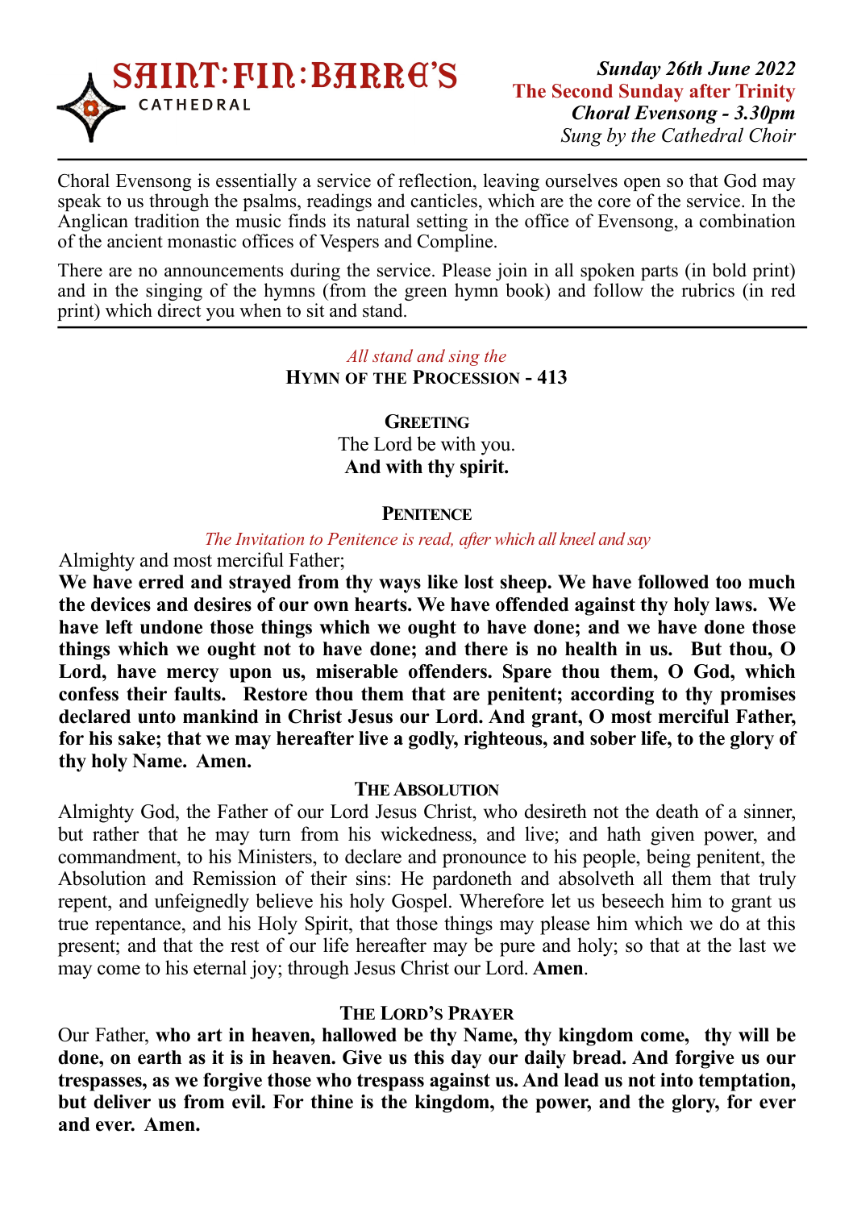# SAINT:FIN:BARRE'S CATHEDRAL

***Sunday 26th June 2022***
**The Second Sunday after Trinity**
***Choral Evensong - 3.30pm***
*Sung by the Cathedral Choir*

---

Choral Evensong is essentially a service of reflection, leaving ourselves open so that God may speak to us through the psalms, readings and canticles, which are the core of the service. In the Anglican tradition the music finds its natural setting in the office of Evensong, a combination of the ancient monastic offices of Vespers and Compline.

There are no announcements during the service. Please join in all spoken parts (in bold print) and in the singing of the hymns (from the green hymn book) and follow the rubrics (in red print) which direct you when to sit and stand.

---

*All stand and sing the*

**HYMN OF THE PROCESSION - 413**

**GREETING**

The Lord be with you.
**And with thy spirit.**

**PENITENCE**

*The Invitation to Penitence is read, after which all kneel and say*

Almighty and most merciful Father;
**We have erred and strayed from thy ways like lost sheep. We have followed too much the devices and desires of our own hearts. We have offended against thy holy laws. We have left undone those things which we ought to have done; and we have done those things which we ought not to have done; and there is no health in us. But thou, O Lord, have mercy upon us, miserable offenders. Spare thou them, O God, which confess their faults. Restore thou them that are penitent; according to thy promises declared unto mankind in Christ Jesus our Lord. And grant, O most merciful Father, for his sake; that we may hereafter live a godly, righteous, and sober life, to the glory of thy holy Name. Amen.**

**THE ABSOLUTION**

Almighty God, the Father of our Lord Jesus Christ, who desireth not the death of a sinner, but rather that he may turn from his wickedness, and live; and hath given power, and commandment, to his Ministers, to declare and pronounce to his people, being penitent, the Absolution and Remission of their sins: He pardoneth and absolveth all them that truly repent, and unfeignedly believe his holy Gospel. Wherefore let us beseech him to grant us true repentance, and his Holy Spirit, that those things may please him which we do at this present; and that the rest of our life hereafter may be pure and holy; so that at the last we may come to his eternal joy; through Jesus Christ our Lord. **Amen**.

**THE LORD'S PRAYER**

Our Father, **who art in heaven, hallowed be thy Name, thy kingdom come, thy will be done, on earth as it is in heaven. Give us this day our daily bread. And forgive us our trespasses, as we forgive those who trespass against us. And lead us not into temptation, but deliver us from evil. For thine is the kingdom, the power, and the glory, for ever and ever. Amen.**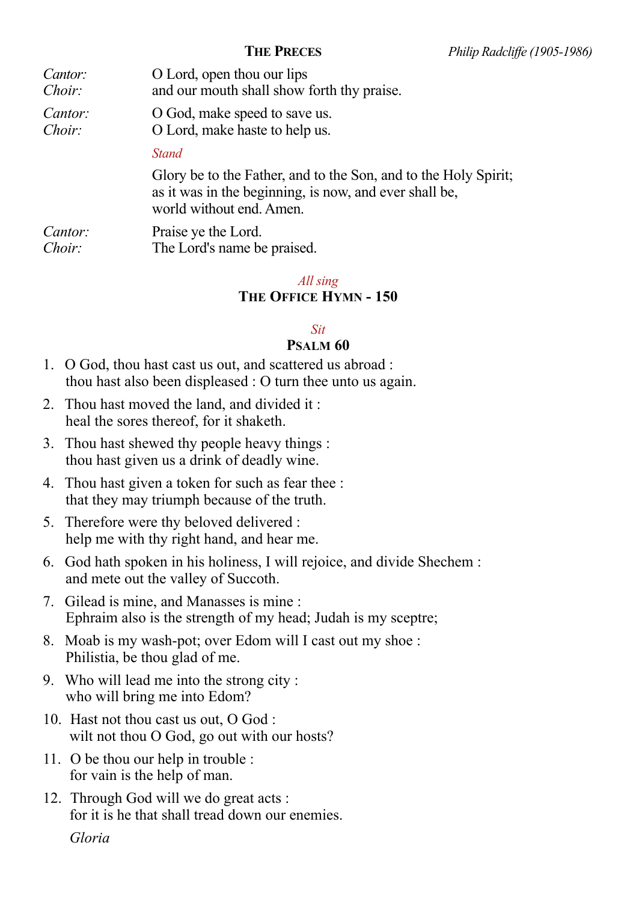## The Preces

*Philip Radcliffe (1905-1986)*

*Cantor:* O Lord, open thou our lips
*Choir:* and our mouth shall show forth thy praise.

*Cantor:* O God, make speed to save us.
*Choir:* O Lord, make haste to help us.

*Stand*

Glory be to the Father, and to the Son, and to the Holy Spirit;
as it was in the beginning, is now, and ever shall be,
world without end. Amen.

*Cantor:* Praise ye the Lord.
*Choir:* The Lord's name be praised.

*All sing*

## The Office Hymn - 150

*Sit*

## Psalm 60

1. O God, thou hast cast us out, and scattered us abroad :
   thou hast also been displeased : O turn thee unto us again.
2. Thou hast moved the land, and divided it :
   heal the sores thereof, for it shaketh.
3. Thou hast shewed thy people heavy things :
   thou hast given us a drink of deadly wine.
4. Thou hast given a token for such as fear thee :
   that they may triumph because of the truth.
5. Therefore were thy beloved delivered :
   help me with thy right hand, and hear me.
6. God hath spoken in his holiness, I will rejoice, and divide Shechem :
   and mete out the valley of Succoth.
7. Gilead is mine, and Manasses is mine :
   Ephraim also is the strength of my head; Judah is my sceptre;
8. Moab is my wash-pot; over Edom will I cast out my shoe :
   Philistia, be thou glad of me.
9. Who will lead me into the strong city :
   who will bring me into Edom?
10. Hast not thou cast us out, O God :
    wilt not thou O God, go out with our hosts?
11. O be thou our help in trouble :
    for vain is the help of man.
12. Through God will we do great acts :
    for it is he that shall tread down our enemies.

*Gloria*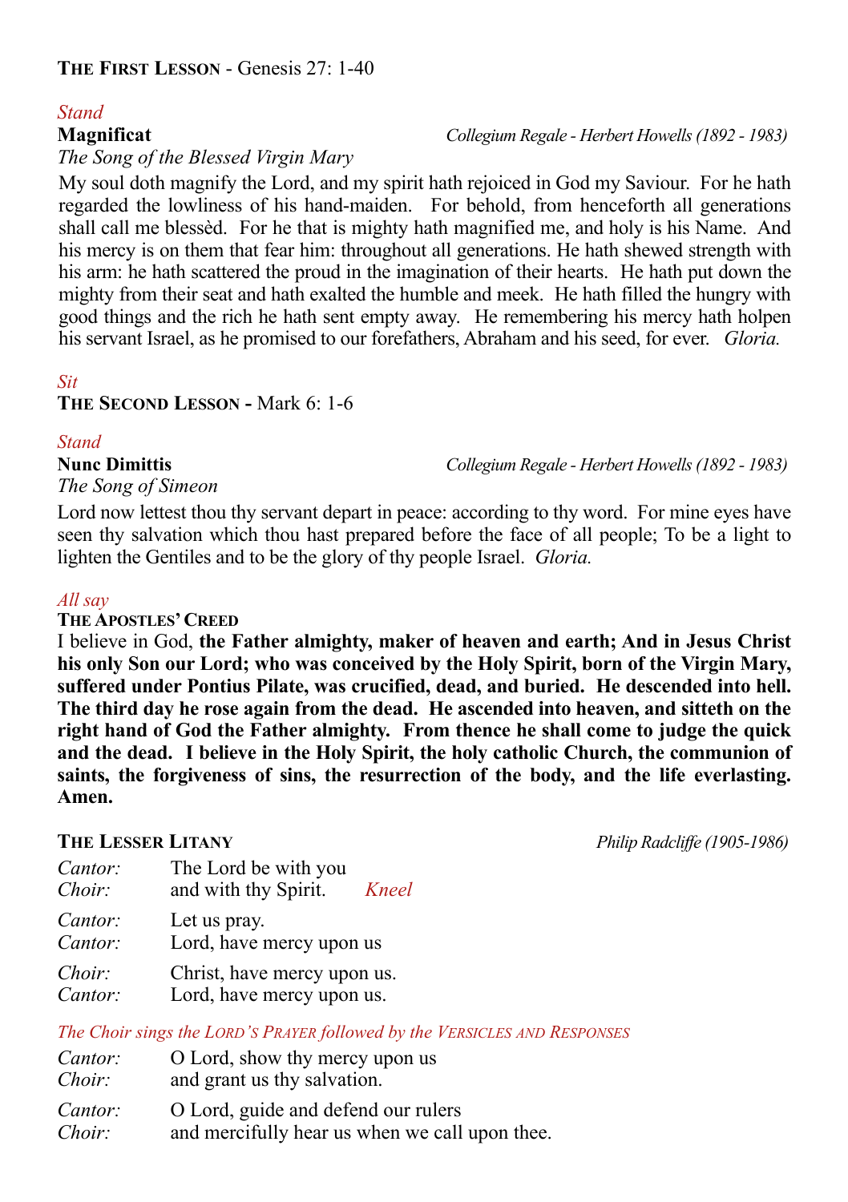**The First Lesson** - Genesis 27: 1-40

*Stand*

**Magnificat** *Collegium Regale - Herbert Howells (1892 - 1983)*

*The Song of the Blessed Virgin Mary*

My soul doth magnify the Lord, and my spirit hath rejoiced in God my Saviour. For he hath regarded the lowliness of his hand-maiden. For behold, from henceforth all generations shall call me blessèd. For he that is mighty hath magnified me, and holy is his Name. And his mercy is on them that fear him: throughout all generations. He hath shewed strength with his arm: he hath scattered the proud in the imagination of their hearts. He hath put down the mighty from their seat and hath exalted the humble and meek. He hath filled the hungry with good things and the rich he hath sent empty away. He remembering his mercy hath holpen his servant Israel, as he promised to our forefathers, Abraham and his seed, for ever. *Gloria.*

*Sit*

**The Second Lesson -** Mark 6: 1-6

*Stand*

**Nunc Dimittis** *Collegium Regale - Herbert Howells (1892 - 1983)*

*The Song of Simeon*

Lord now lettest thou thy servant depart in peace: according to thy word. For mine eyes have seen thy salvation which thou hast prepared before the face of all people; To be a light to lighten the Gentiles and to be the glory of thy people Israel. *Gloria.*

*All say*

**The Apostles' Creed**

I believe in God, **the Father almighty, maker of heaven and earth; And in Jesus Christ his only Son our Lord; who was conceived by the Holy Spirit, born of the Virgin Mary, suffered under Pontius Pilate, was crucified, dead, and buried. He descended into hell. The third day he rose again from the dead. He ascended into heaven, and sitteth on the right hand of God the Father almighty. From thence he shall come to judge the quick and the dead. I believe in the Holy Spirit, the holy catholic Church, the communion of saints, the forgiveness of sins, the resurrection of the body, and the life everlasting. Amen.**

**The Lesser Litany** *Philip Radcliffe (1905-1986)*

*Cantor:* The Lord be with you
*Choir:* and with thy Spirit. *Kneel*

*Cantor:* Let us pray.
*Cantor:* Lord, have mercy upon us

*Choir:* Christ, have mercy upon us.
*Cantor:* Lord, have mercy upon us.

*The Choir sings the Lord's Prayer followed by the Versicles and Responses*

*Cantor:* O Lord, show thy mercy upon us
*Choir:* and grant us thy salvation.

*Cantor:* O Lord, guide and defend our rulers
*Choir:* and mercifully hear us when we call upon thee.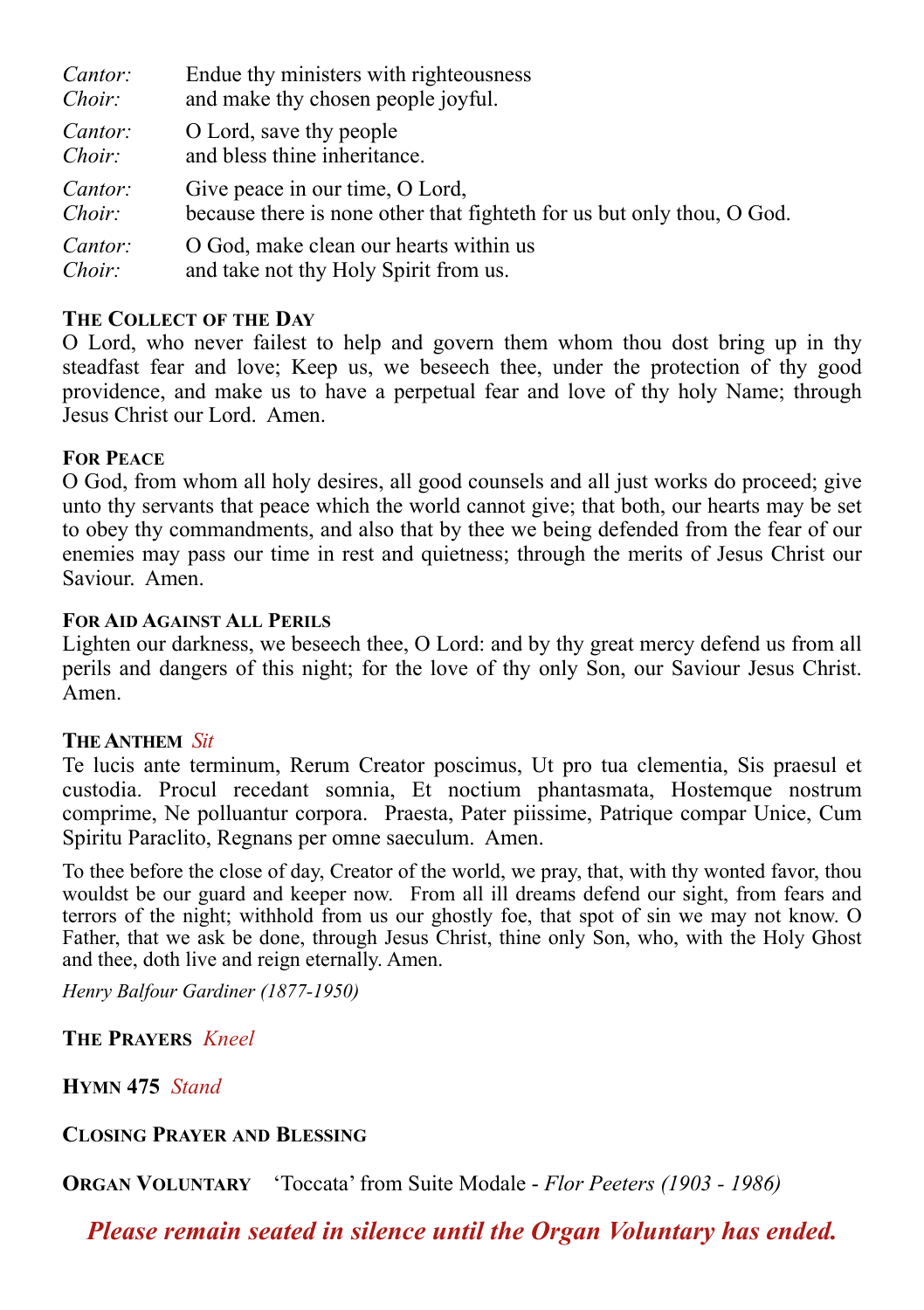*Cantor:* Endue thy ministers with righteousness
*Choir:* and make thy chosen people joyful.

*Cantor:* O Lord, save thy people
*Choir:* and bless thine inheritance.

*Cantor:* Give peace in our time, O Lord,
*Choir:* because there is none other that fighteth for us but only thou, O God.

*Cantor:* O God, make clean our hearts within us
*Choir:* and take not thy Holy Spirit from us.

**THE COLLECT OF THE DAY**

O Lord, who never failest to help and govern them whom thou dost bring up in thy steadfast fear and love; Keep us, we beseech thee, under the protection of thy good providence, and make us to have a perpetual fear and love of thy holy Name; through Jesus Christ our Lord. Amen.

**FOR PEACE**

O God, from whom all holy desires, all good counsels and all just works do proceed; give unto thy servants that peace which the world cannot give; that both, our hearts may be set to obey thy commandments, and also that by thee we being defended from the fear of our enemies may pass our time in rest and quietness; through the merits of Jesus Christ our Saviour. Amen.

**FOR AID AGAINST ALL PERILS**

Lighten our darkness, we beseech thee, O Lord: and by thy great mercy defend us from all perils and dangers of this night; for the love of thy only Son, our Saviour Jesus Christ. Amen.

**THE ANTHEM** *Sit*

Te lucis ante terminum, Rerum Creator poscimus, Ut pro tua clementia, Sis praesul et custodia. Procul recedant somnia, Et noctium phantasmata, Hostemque nostrum comprime, Ne polluantur corpora. Praesta, Pater piissime, Patrique compar Unice, Cum Spiritu Paraclito, Regnans per omne saeculum. Amen.

To thee before the close of day, Creator of the world, we pray, that, with thy wonted favor, thou wouldst be our guard and keeper now. From all ill dreams defend our sight, from fears and terrors of the night; withhold from us our ghostly foe, that spot of sin we may not know. O Father, that we ask be done, through Jesus Christ, thine only Son, who, with the Holy Ghost and thee, doth live and reign eternally. Amen.

*Henry Balfour Gardiner (1877-1950)*

**THE PRAYERS** *Kneel*

**HYMN 475** *Stand*

**CLOSING PRAYER AND BLESSING**

**ORGAN VOLUNTARY** 'Toccata' from Suite Modale - *Flor Peeters (1903 - 1986)*

***Please remain seated in silence until the Organ Voluntary has ended.***